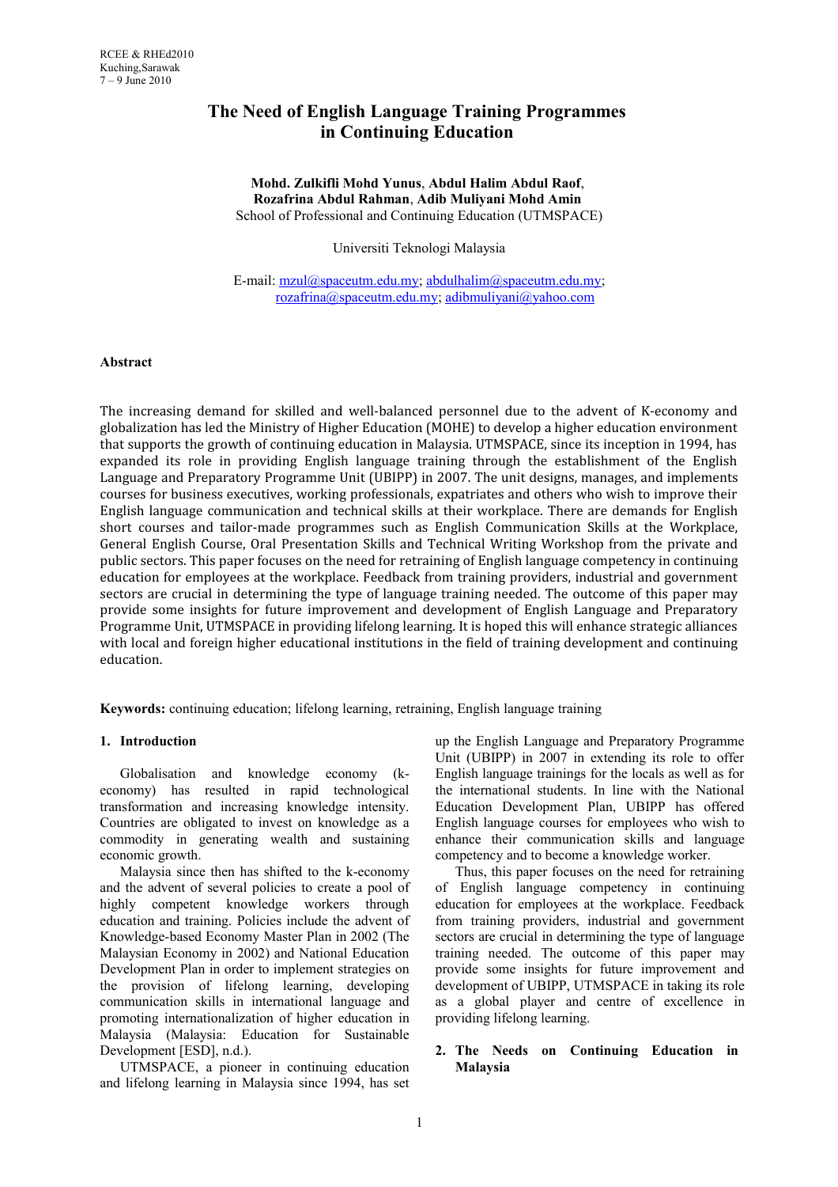# The Need of English Language Training Programmes in Continuing Education

**Mohd. Zulkifli Mohd Yunus**, **Abdul Halim Abdul Raof**, **Rozafrina Abdul Rahman**, **Adib Muliyani Mohd Amin**
School of Professional and Continuing Education (UTMSPACE)

Universiti Teknologi Malaysia

E-mail: mzul@spaceutm.edu.my; abdulhalim@spaceutm.edu.my; rozafrina@spaceutm.edu.my; adibmuliyani@yahoo.com

## Abstract

The increasing demand for skilled and well-balanced personnel due to the advent of K-economy and globalization has led the Ministry of Higher Education (MOHE) to develop a higher education environment that supports the growth of continuing education in Malaysia. UTMSPACE, since its inception in 1994, has expanded its role in providing English language training through the establishment of the English Language and Preparatory Programme Unit (UBIPP) in 2007. The unit designs, manages, and implements courses for business executives, working professionals, expatriates and others who wish to improve their English language communication and technical skills at their workplace. There are demands for English short courses and tailor-made programmes such as English Communication Skills at the Workplace, General English Course, Oral Presentation Skills and Technical Writing Workshop from the private and public sectors. This paper focuses on the need for retraining of English language competency in continuing education for employees at the workplace. Feedback from training providers, industrial and government sectors are crucial in determining the type of language training needed. The outcome of this paper may provide some insights for future improvement and development of English Language and Preparatory Programme Unit, UTMSPACE in providing lifelong learning. It is hoped this will enhance strategic alliances with local and foreign higher educational institutions in the field of training development and continuing education.

**Keywords:** continuing education; lifelong learning, retraining, English language training

## 1. Introduction

Globalisation and knowledge economy (k-economy) has resulted in rapid technological transformation and increasing knowledge intensity. Countries are obligated to invest on knowledge as a commodity in generating wealth and sustaining economic growth.

Malaysia since then has shifted to the k-economy and the advent of several policies to create a pool of highly competent knowledge workers through education and training. Policies include the advent of Knowledge-based Economy Master Plan in 2002 (The Malaysian Economy in 2002) and National Education Development Plan in order to implement strategies on the provision of lifelong learning, developing communication skills in international language and promoting internationalization of higher education in Malaysia (Malaysia: Education for Sustainable Development [ESD], n.d.).

UTMSPACE, a pioneer in continuing education and lifelong learning in Malaysia since 1994, has set up the English Language and Preparatory Programme Unit (UBIPP) in 2007 in extending its role to offer English language trainings for the locals as well as for the international students. In line with the National Education Development Plan, UBIPP has offered English language courses for employees who wish to enhance their communication skills and language competency and to become a knowledge worker.

Thus, this paper focuses on the need for retraining of English language competency in continuing education for employees at the workplace. Feedback from training providers, industrial and government sectors are crucial in determining the type of language training needed. The outcome of this paper may provide some insights for future improvement and development of UBIPP, UTMSPACE in taking its role as a global player and centre of excellence in providing lifelong learning.

## 2. The Needs on Continuing Education in Malaysia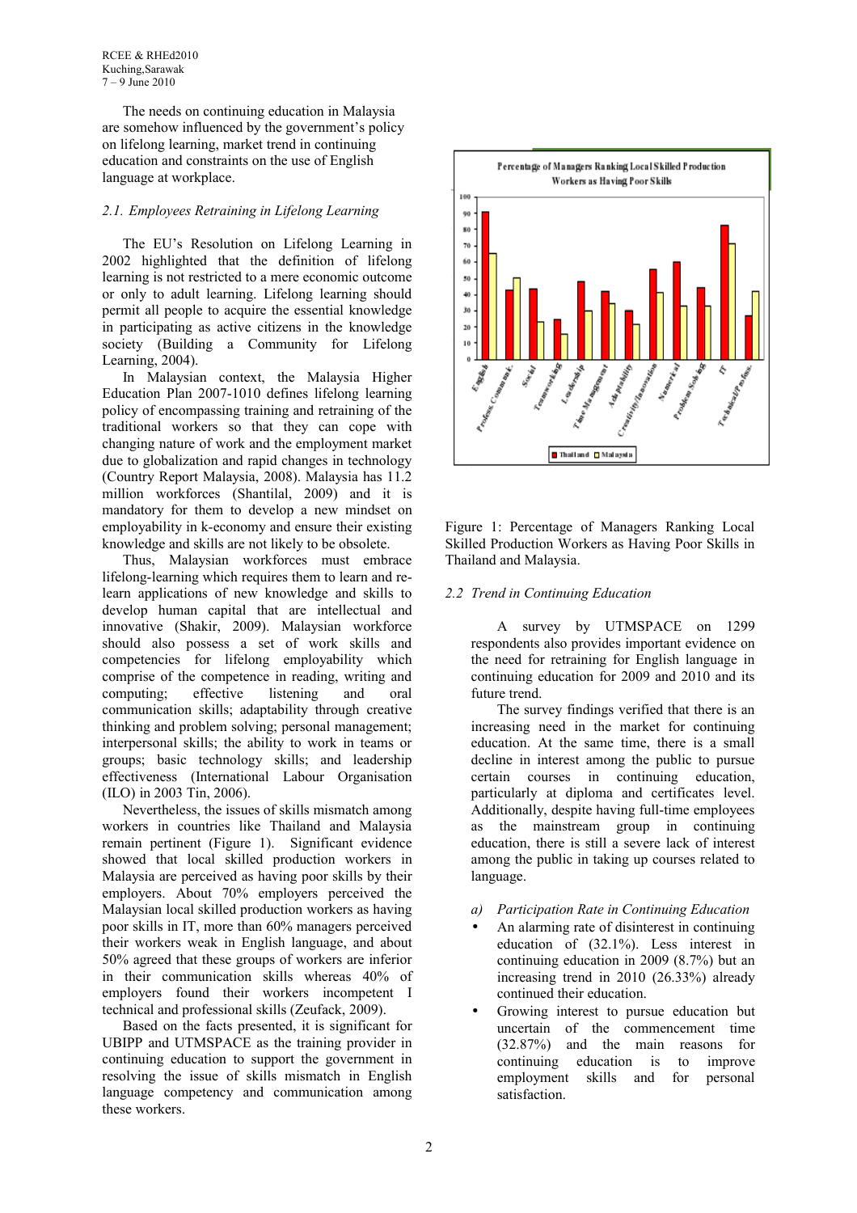The needs on continuing education in Malaysia are somehow influenced by the government's policy on lifelong learning, market trend in continuing education and constraints on the use of English language at workplace.

### *2.1. Employees Retraining in Lifelong Learning*

The EU's Resolution on Lifelong Learning in 2002 highlighted that the definition of lifelong learning is not restricted to a mere economic outcome or only to adult learning. Lifelong learning should permit all people to acquire the essential knowledge in participating as active citizens in the knowledge society (Building a Community for Lifelong Learning, 2004).

In Malaysian context, the Malaysia Higher Education Plan 2007-1010 defines lifelong learning policy of encompassing training and retraining of the traditional workers so that they can cope with changing nature of work and the employment market due to globalization and rapid changes in technology (Country Report Malaysia, 2008). Malaysia has 11.2 million workforces (Shantilal, 2009) and it is mandatory for them to develop a new mindset on employability in k-economy and ensure their existing knowledge and skills are not likely to be obsolete.

Thus, Malaysian workforces must embrace lifelong-learning which requires them to learn and re-learn applications of new knowledge and skills to develop human capital that are intellectual and innovative (Shakir, 2009). Malaysian workforce should also possess a set of work skills and competencies for lifelong employability which comprise of the competence in reading, writing and computing; effective listening and oral communication skills; adaptability through creative thinking and problem solving; personal management; interpersonal skills; the ability to work in teams or groups; basic technology skills; and leadership effectiveness (International Labour Organisation (ILO) in 2003 Tin, 2006).

Nevertheless, the issues of skills mismatch among workers in countries like Thailand and Malaysia remain pertinent (Figure 1). Significant evidence showed that local skilled production workers in Malaysia are perceived as having poor skills by their employers. About 70% employers perceived the Malaysian local skilled production workers as having poor skills in IT, more than 60% managers perceived their workers weak in English language, and about 50% agreed that these groups of workers are inferior in their communication skills whereas 40% of employers found their workers incompetent I technical and professional skills (Zeufack, 2009).

Based on the facts presented, it is significant for UBIPP and UTMSPACE as the training provider in continuing education to support the government in resolving the issue of skills mismatch in English language competency and communication among these workers.

Figure 1: Percentage of Managers Ranking Local Skilled Production Workers as Having Poor Skills in Thailand and Malaysia.

### *2.2 Trend in Continuing Education*

A survey by UTMSPACE on 1299 respondents also provides important evidence on the need for retraining for English language in continuing education for 2009 and 2010 and its future trend.

The survey findings verified that there is an increasing need in the market for continuing education. At the same time, there is a small decline in interest among the public to pursue certain courses in continuing education, particularly at diploma and certificates level. Additionally, despite having full-time employees as the mainstream group in continuing education, there is still a severe lack of interest among the public in taking up courses related to language.

*a) Participation Rate in Continuing Education*

- An alarming rate of disinterest in continuing education of (32.1%). Less interest in continuing education in 2009 (8.7%) but an increasing trend in 2010 (26.33%) already continued their education.
- Growing interest to pursue education but uncertain of the commencement time (32.87%) and the main reasons for continuing education is to improve employment skills and for personal satisfaction.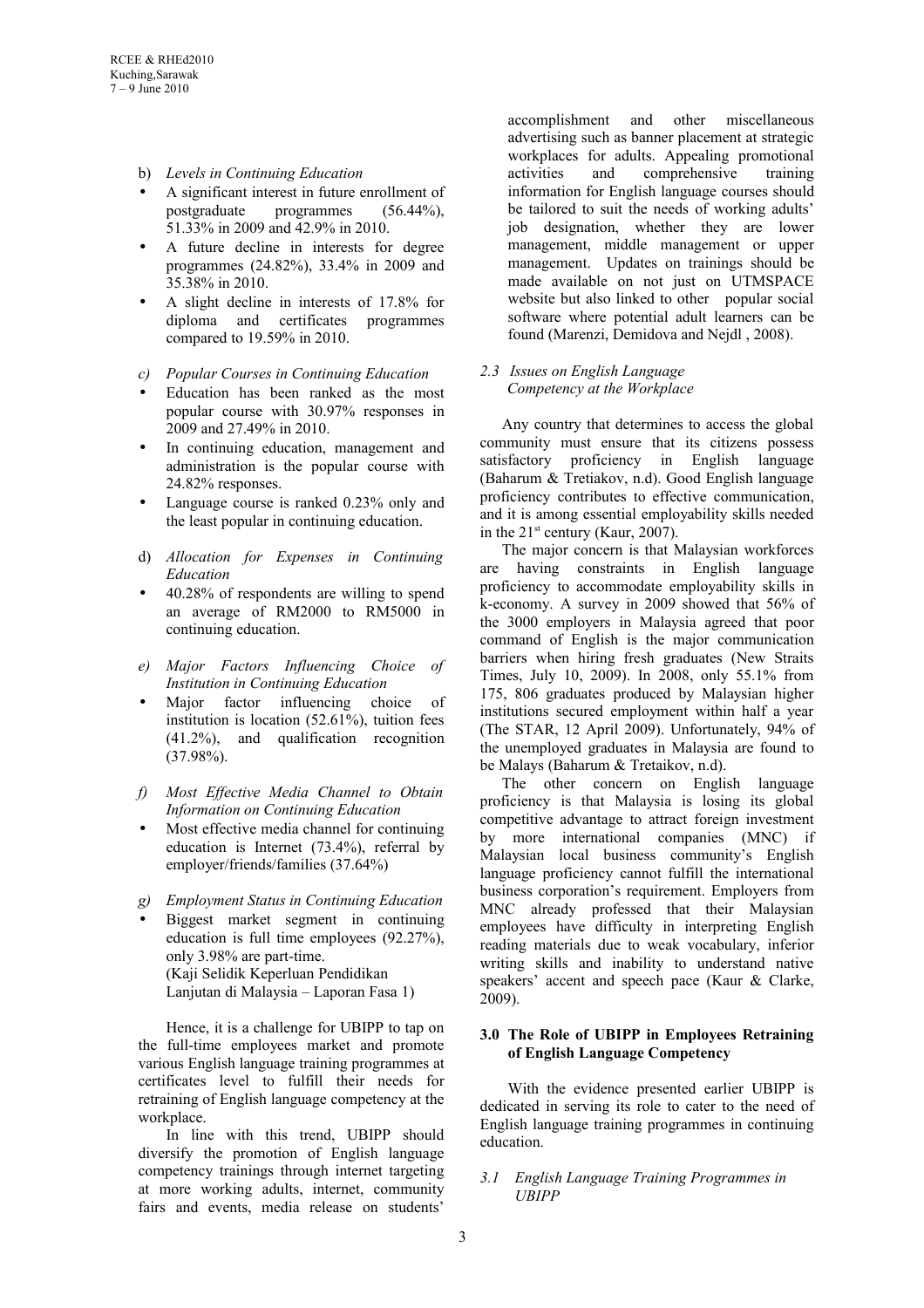b) *Levels in Continuing Education*

- A significant interest in future enrollment of postgraduate programmes (56.44%), 51.33% in 2009 and 42.9% in 2010.
- A future decline in interests for degree programmes (24.82%), 33.4% in 2009 and 35.38% in 2010.
- A slight decline in interests of 17.8% for diploma and certificates programmes compared to 19.59% in 2010.

c) *Popular Courses in Continuing Education*

- Education has been ranked as the most popular course with 30.97% responses in 2009 and 27.49% in 2010.
- In continuing education, management and administration is the popular course with 24.82% responses.
- Language course is ranked 0.23% only and the least popular in continuing education.

d) *Allocation for Expenses in Continuing Education*

- 40.28% of respondents are willing to spend an average of RM2000 to RM5000 in continuing education.

e) *Major Factors Influencing Choice of Institution in Continuing Education*

- Major factor influencing choice of institution is location (52.61%), tuition fees (41.2%), and qualification recognition (37.98%).

f) *Most Effective Media Channel to Obtain Information on Continuing Education*

- Most effective media channel for continuing education is Internet (73.4%), referral by employer/friends/families (37.64%)

g) *Employment Status in Continuing Education*

- Biggest market segment in continuing education is full time employees (92.27%), only 3.98% are part-time.
  (Kaji Selidik Keperluan Pendidikan Lanjutan di Malaysia – Laporan Fasa 1)

Hence, it is a challenge for UBIPP to tap on the full-time employees market and promote various English language training programmes at certificates level to fulfill their needs for retraining of English language competency at the workplace.

In line with this trend, UBIPP should diversify the promotion of English language competency trainings through internet targeting at more working adults, internet, community fairs and events, media release on students' accomplishment and other miscellaneous advertising such as banner placement at strategic workplaces for adults. Appealing promotional activities and comprehensive training information for English language courses should be tailored to suit the needs of working adults' job designation, whether they are lower management, middle management or upper management. Updates on trainings should be made available on not just on UTMSPACE website but also linked to other popular social software where potential adult learners can be found (Marenzi, Demidova and Nejdl , 2008).

### *2.3 Issues on English Language Competency at the Workplace*

Any country that determines to access the global community must ensure that its citizens possess satisfactory proficiency in English language (Baharum & Tretiakov, n.d). Good English language proficiency contributes to effective communication, and it is among essential employability skills needed in the 21st century (Kaur, 2007).

The major concern is that Malaysian workforces are having constraints in English language proficiency to accommodate employability skills in k-economy. A survey in 2009 showed that 56% of the 3000 employers in Malaysia agreed that poor command of English is the major communication barriers when hiring fresh graduates (New Straits Times, July 10, 2009). In 2008, only 55.1% from 175, 806 graduates produced by Malaysian higher institutions secured employment within half a year (The STAR, 12 April 2009). Unfortunately, 94% of the unemployed graduates in Malaysia are found to be Malays (Baharum & Tretaikov, n.d).

The other concern on English language proficiency is that Malaysia is losing its global competitive advantage to attract foreign investment by more international companies (MNC) if Malaysian local business community's English language proficiency cannot fulfill the international business corporation's requirement. Employers from MNC already professed that their Malaysian employees have difficulty in interpreting English reading materials due to weak vocabulary, inferior writing skills and inability to understand native speakers' accent and speech pace (Kaur & Clarke, 2009).

## 3.0 The Role of UBIPP in Employees Retraining of English Language Competency

With the evidence presented earlier UBIPP is dedicated in serving its role to cater to the need of English language training programmes in continuing education.

### *3.1 English Language Training Programmes in UBIPP*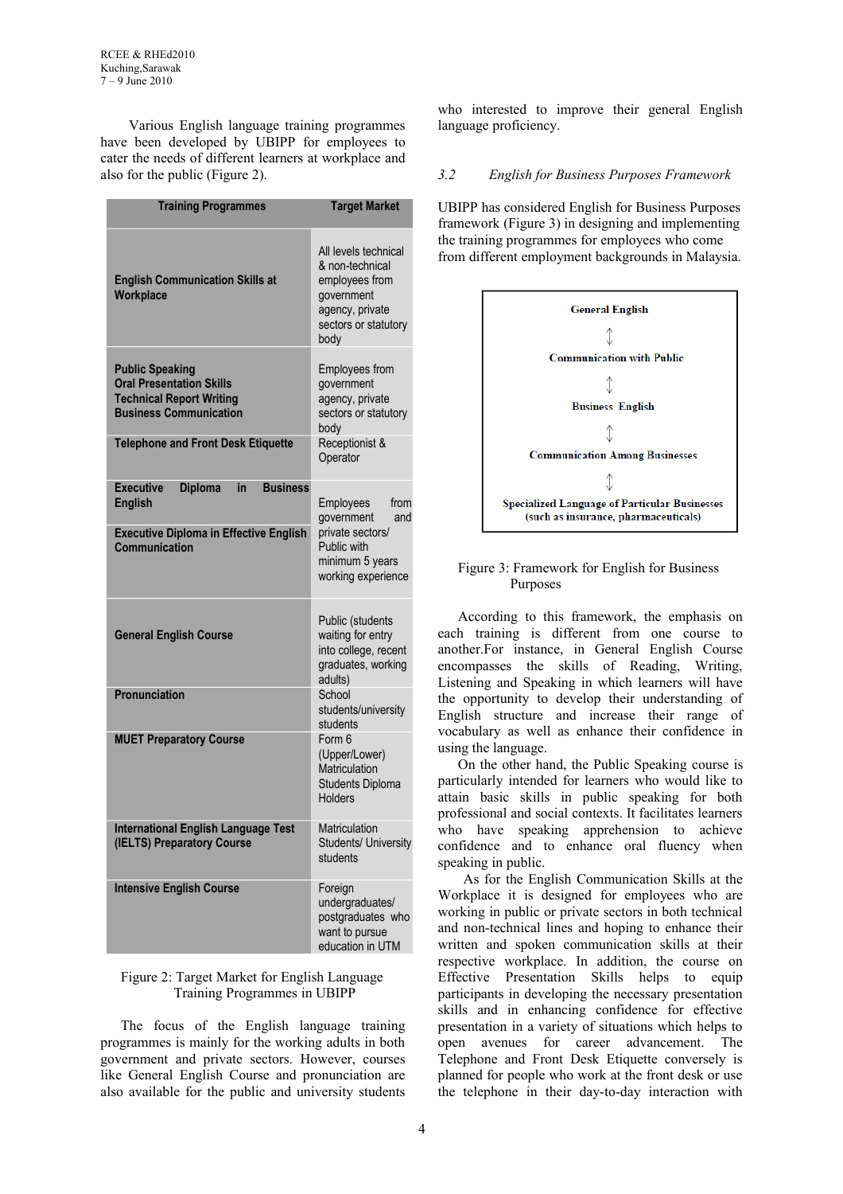Various English language training programmes have been developed by UBIPP for employees to cater the needs of different learners at workplace and also for the public (Figure 2).

| Training Programmes | Target Market |
|---|---|
| **English Communication Skills at Workplace** | All levels technical & non-technical employees from government agency, private sectors or statutory body |
| **Public Speaking**<br>**Oral Presentation Skills**<br>**Technical Report Writing**<br>**Business Communication** | Employees from government agency, private sectors or statutory body |
| **Telephone and Front Desk Etiquette** | Receptionist & Operator |
| **Executive Diploma in Business English** | Employees from government and private sectors/ Public with minimum 5 years working experience |
| **Executive Diploma in Effective English Communication** | |
| **General English Course** | Public (students waiting for entry into college, recent graduates, working adults) |
| **Pronunciation** | School students/university students |
| **MUET Preparatory Course** | Form 6 (Upper/Lower) Matriculation Students Diploma Holders |
| **International English Language Test (IELTS) Preparatory Course** | Matriculation Students/ University students |
| **Intensive English Course** | Foreign undergraduates/ postgraduates who want to pursue education in UTM |

Figure 2: Target Market for English Language Training Programmes in UBIPP

The focus of the English language training programmes is mainly for the working adults in both government and private sectors. However, courses like General English Course and pronunciation are also available for the public and university students who interested to improve their general English language proficiency.

### *3.2 English for Business Purposes Framework*

UBIPP has considered English for Business Purposes framework (Figure 3) in designing and implementing the training programmes for employees who come from different employment backgrounds in Malaysia.

**General English**

↕

**Communication with Public**

↕

**Business English**

↕

**Communication Among Businesses**

↕

**Specialized Language of Particular Businesses (such as insurance, pharmaceuticals)**

Figure 3: Framework for English for Business Purposes

According to this framework, the emphasis on each training is different from one course to another.For instance, in General English Course encompasses the skills of Reading, Writing, Listening and Speaking in which learners will have the opportunity to develop their understanding of English structure and increase their range of vocabulary as well as enhance their confidence in using the language.

On the other hand, the Public Speaking course is particularly intended for learners who would like to attain basic skills in public speaking for both professional and social contexts. It facilitates learners who have speaking apprehension to achieve confidence and to enhance oral fluency when speaking in public.

As for the English Communication Skills at the Workplace it is designed for employees who are working in public or private sectors in both technical and non-technical lines and hoping to enhance their written and spoken communication skills at their respective workplace. In addition, the course on Effective Presentation Skills helps to equip participants in developing the necessary presentation skills and in enhancing confidence for effective presentation in a variety of situations which helps to open avenues for career advancement. The Telephone and Front Desk Etiquette conversely is planned for people who work at the front desk or use the telephone in their day-to-day interaction with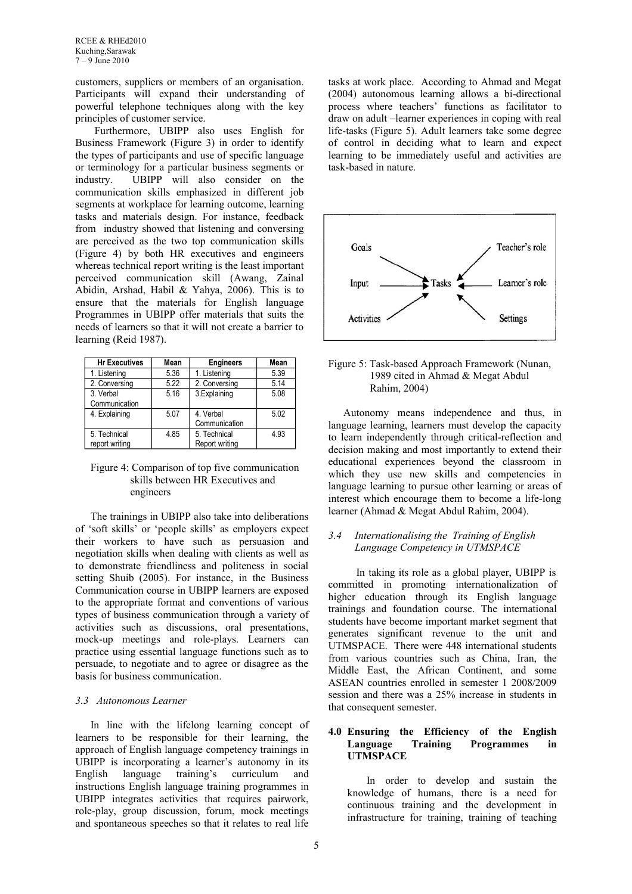customers, suppliers or members of an organisation. Participants will expand their understanding of powerful telephone techniques along with the key principles of customer service.

Furthermore, UBIPP also uses English for Business Framework (Figure 3) in order to identify the types of participants and use of specific language or terminology for a particular business segments or industry. UBIPP will also consider on the communication skills emphasized in different job segments at workplace for learning outcome, learning tasks and materials design. For instance, feedback from industry showed that listening and conversing are perceived as the two top communication skills (Figure 4) by both HR executives and engineers whereas technical report writing is the least important perceived communication skill (Awang, Zainal Abidin, Arshad, Habil & Yahya, 2006). This is to ensure that the materials for English language Programmes in UBIPP offer materials that suits the needs of learners so that it will not create a barrier to learning (Reid 1987).

| Hr Executives | Mean | Engineers | Mean |
|---|---|---|---|
| 1. Listening | 5.36 | 1. Listening | 5.39 |
| 2. Conversing | 5.22 | 2. Conversing | 5.14 |
| 3. Verbal Communication | 5.16 | 3.Explaining | 5.08 |
| 4. Explaining | 5.07 | 4. Verbal Communication | 5.02 |
| 5. Technical report writing | 4.85 | 5. Technical Report writing | 4.93 |

Figure 4: Comparison of top five communication skills between HR Executives and engineers

The trainings in UBIPP also take into deliberations of 'soft skills' or 'people skills' as employers expect their workers to have such as persuasion and negotiation skills when dealing with clients as well as to demonstrate friendliness and politeness in social setting Shuib (2005). For instance, in the Business Communication course in UBIPP learners are exposed to the appropriate format and conventions of various types of business communication through a variety of activities such as discussions, oral presentations, mock-up meetings and role-plays. Learners can practice using essential language functions such as to persuade, to negotiate and to agree or disagree as the basis for business communication.

### *3.3 Autonomous Learner*

In line with the lifelong learning concept of learners to be responsible for their learning, the approach of English language competency trainings in UBIPP is incorporating a learner's autonomy in its English language training's curriculum and instructions English language training programmes in UBIPP integrates activities that requires pairwork, role-play, group discussion, forum, mock meetings and spontaneous speeches so that it relates to real life tasks at work place. According to Ahmad and Megat (2004) autonomous learning allows a bi-directional process where teachers' functions as facilitator to draw on adult –learner experiences in coping with real life-tasks (Figure 5). Adult learners take some degree of control in deciding what to learn and expect learning to be immediately useful and activities are task-based in nature.

Figure 5: Task-based Approach Framework (Nunan, 1989 cited in Ahmad & Megat Abdul Rahim, 2004)

Autonomy means independence and thus, in language learning, learners must develop the capacity to learn independently through critical-reflection and decision making and most importantly to extend their educational experiences beyond the classroom in which they use new skills and competencies in language learning to pursue other learning or areas of interest which encourage them to become a life-long learner (Ahmad & Megat Abdul Rahim, 2004).

### *3.4 Internationalising the Training of English Language Competency in UTMSPACE*

In taking its role as a global player, UBIPP is committed in promoting internationalization of higher education through its English language trainings and foundation course. The international students have become important market segment that generates significant revenue to the unit and UTMSPACE. There were 448 international students from various countries such as China, Iran, the Middle East, the African Continent, and some ASEAN countries enrolled in semester 1 2008/2009 session and there was a 25% increase in students in that consequent semester.

## 4.0 Ensuring the Efficiency of the English Language Training Programmes in UTMSPACE

In order to develop and sustain the knowledge of humans, there is a need for continuous training and the development in infrastructure for training, training of teaching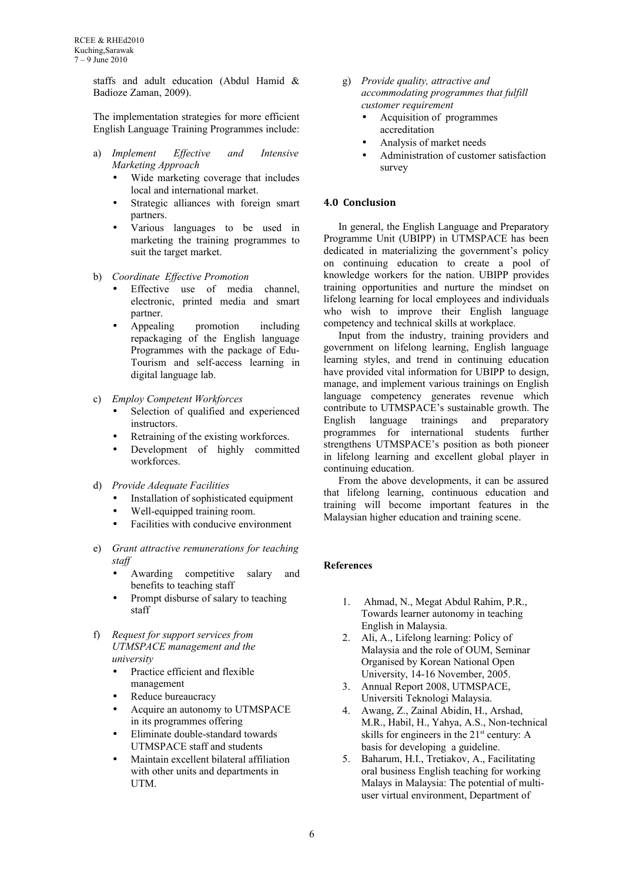staffs and adult education (Abdul Hamid & Badioze Zaman, 2009).

The implementation strategies for more efficient English Language Training Programmes include:

a) *Implement Effective and Intensive Marketing Approach*
   - Wide marketing coverage that includes local and international market.
   - Strategic alliances with foreign smart partners.
   - Various languages to be used in marketing the training programmes to suit the target market.

b) *Coordinate Effective Promotion*
   - Effective use of media channel, electronic, printed media and smart partner.
   - Appealing promotion including repackaging of the English language Programmes with the package of Edu-Tourism and self-access learning in digital language lab.

c) *Employ Competent Workforces*
   - Selection of qualified and experienced instructors.
   - Retraining of the existing workforces.
   - Development of highly committed workforces.

d) *Provide Adequate Facilities*
   - Installation of sophisticated equipment
   - Well-equipped training room.
   - Facilities with conducive environment

e) *Grant attractive remunerations for teaching staff*
   - Awarding competitive salary and benefits to teaching staff
   - Prompt disburse of salary to teaching staff

f) *Request for support services from UTMSPACE management and the university*
   - Practice efficient and flexible management
   - Reduce bureaucracy
   - Acquire an autonomy to UTMSPACE in its programmes offering
   - Eliminate double-standard towards UTMSPACE staff and students
   - Maintain excellent bilateral affiliation with other units and departments in UTM.

g) *Provide quality, attractive and accommodating programmes that fulfill customer requirement*
   - Acquisition of programmes accreditation
   - Analysis of market needs
   - Administration of customer satisfaction survey

## 4.0 Conclusion

In general, the English Language and Preparatory Programme Unit (UBIPP) in UTMSPACE has been dedicated in materializing the government's policy on continuing education to create a pool of knowledge workers for the nation. UBIPP provides training opportunities and nurture the mindset on lifelong learning for local employees and individuals who wish to improve their English language competency and technical skills at workplace.

Input from the industry, training providers and government on lifelong learning, English language learning styles, and trend in continuing education have provided vital information for UBIPP to design, manage, and implement various trainings on English language competency generates revenue which contribute to UTMSPACE's sustainable growth. The English language trainings and preparatory programmes for international students further strengthens UTMSPACE's position as both pioneer in lifelong learning and excellent global player in continuing education.

From the above developments, it can be assured that lifelong learning, continuous education and training will become important features in the Malaysian higher education and training scene.

## References

1. Ahmad, N., Megat Abdul Rahim, P.R., Towards learner autonomy in teaching English in Malaysia.
2. Ali, A., Lifelong learning: Policy of Malaysia and the role of OUM, Seminar Organised by Korean National Open University, 14-16 November, 2005.
3. Annual Report 2008, UTMSPACE, Universiti Teknologi Malaysia.
4. Awang, Z., Zainal Abidin, H., Arshad, M.R., Habil, H., Yahya, A.S., Non-technical skills for engineers in the 21st century: A basis for developing a guideline.
5. Baharum, H.I., Tretiakov, A., Facilitating oral business English teaching for working Malays in Malaysia: The potential of multi-user virtual environment, Department of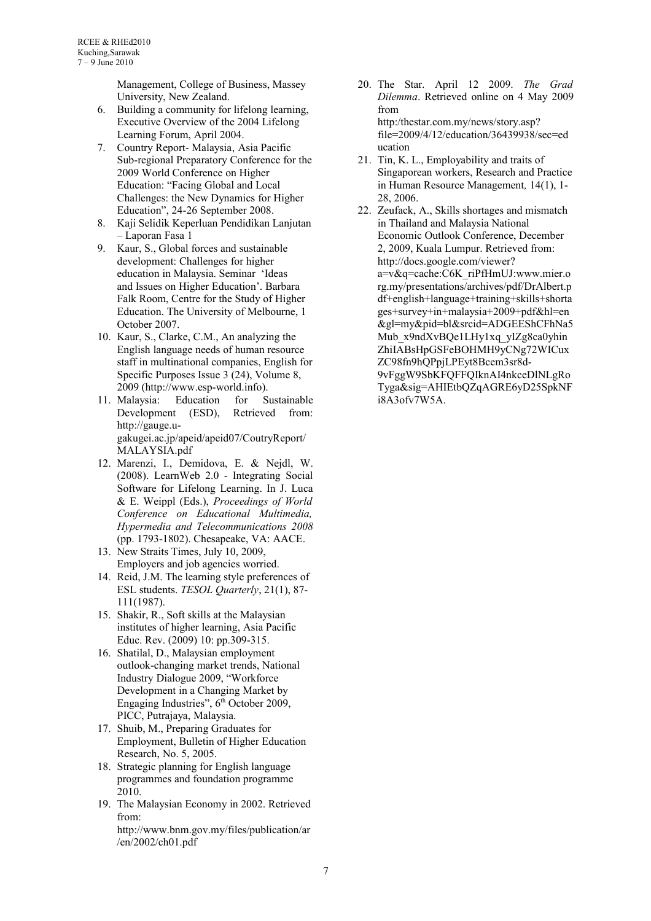Management, College of Business, Massey University, New Zealand.

6. Building a community for lifelong learning, Executive Overview of the 2004 Lifelong Learning Forum, April 2004.
7. Country Report- Malaysia, Asia Pacific Sub-regional Preparatory Conference for the 2009 World Conference on Higher Education: "Facing Global and Local Challenges: the New Dynamics for Higher Education", 24-26 September 2008.
8. Kaji Selidik Keperluan Pendidikan Lanjutan – Laporan Fasa 1
9. Kaur, S., Global forces and sustainable development: Challenges for higher education in Malaysia. Seminar 'Ideas and Issues on Higher Education'. Barbara Falk Room, Centre for the Study of Higher Education. The University of Melbourne, 1 October 2007.
10. Kaur, S., Clarke, C.M., An analyzing the English language needs of human resource staff in multinational companies, English for Specific Purposes Issue 3 (24), Volume 8, 2009 (http://www.esp-world.info).
11. Malaysia: Education for Sustainable Development (ESD), Retrieved from: http://gauge.u-gakugei.ac.jp/apeid/apeid07/CoutryReport/MALAYSIA.pdf
12. Marenzi, I., Demidova, E. & Nejdl, W. (2008). LearnWeb 2.0 - Integrating Social Software for Lifelong Learning. In J. Luca & E. Weippl (Eds.), *Proceedings of World Conference on Educational Multimedia, Hypermedia and Telecommunications 2008* (pp. 1793-1802). Chesapeake, VA: AACE.
13. New Straits Times, July 10, 2009, Employers and job agencies worried.
14. Reid, J.M. The learning style preferences of ESL students. *TESOL Quarterly*, 21(1), 87-111(1987).
15. Shakir, R., Soft skills at the Malaysian institutes of higher learning, Asia Pacific Educ. Rev. (2009) 10: pp.309-315.
16. Shatilal, D., Malaysian employment outlook-changing market trends, National Industry Dialogue 2009, "Workforce Development in a Changing Market by Engaging Industries", 6th October 2009, PICC, Putrajaya, Malaysia.
17. Shuib, M., Preparing Graduates for Employment, Bulletin of Higher Education Research, No. 5, 2005.
18. Strategic planning for English language programmes and foundation programme 2010.
19. The Malaysian Economy in 2002. Retrieved from: http://www.bnm.gov.my/files/publication/ar/en/2002/ch01.pdf
20. The Star. April 12 2009. *The Grad Dilemma*. Retrieved online on 4 May 2009 from http:/thestar.com.my/news/story.asp?file=2009/4/12/education/36439938/sec=education
21. Tin, K. L., Employability and traits of Singaporean workers, Research and Practice in Human Resource Management*,* 14(1), 1-28, 2006.
22. Zeufack, A., Skills shortages and mismatch in Thailand and Malaysia National Economic Outlook Conference, December 2, 2009, Kuala Lumpur. Retrieved from: http://docs.google.com/viewer?a=v&q=cache:C6K_riPfHmUJ:www.mier.org.my/presentations/archives/pdf/DrAlbert.pdf+english+language+training+skills+shortages+survey+in+malaysia+2009+pdf&hl=en&gl=my&pid=bl&srcid=ADGEEShCFhNa5Mub_x9ndXvBQe1LHy1xq_yIZg8ca0yhinZhiIABsHpGSFeBOHMH9yCNg72WICuxZC98fn9hQPpjLPEyt8Bcem3sr8d-9vFggW9SbKFQFFQIknAI4nkceDlNLgRoTyga&sig=AHIEtbQZqAGRE6yD25SpkNFi8A3ofv7W5A.